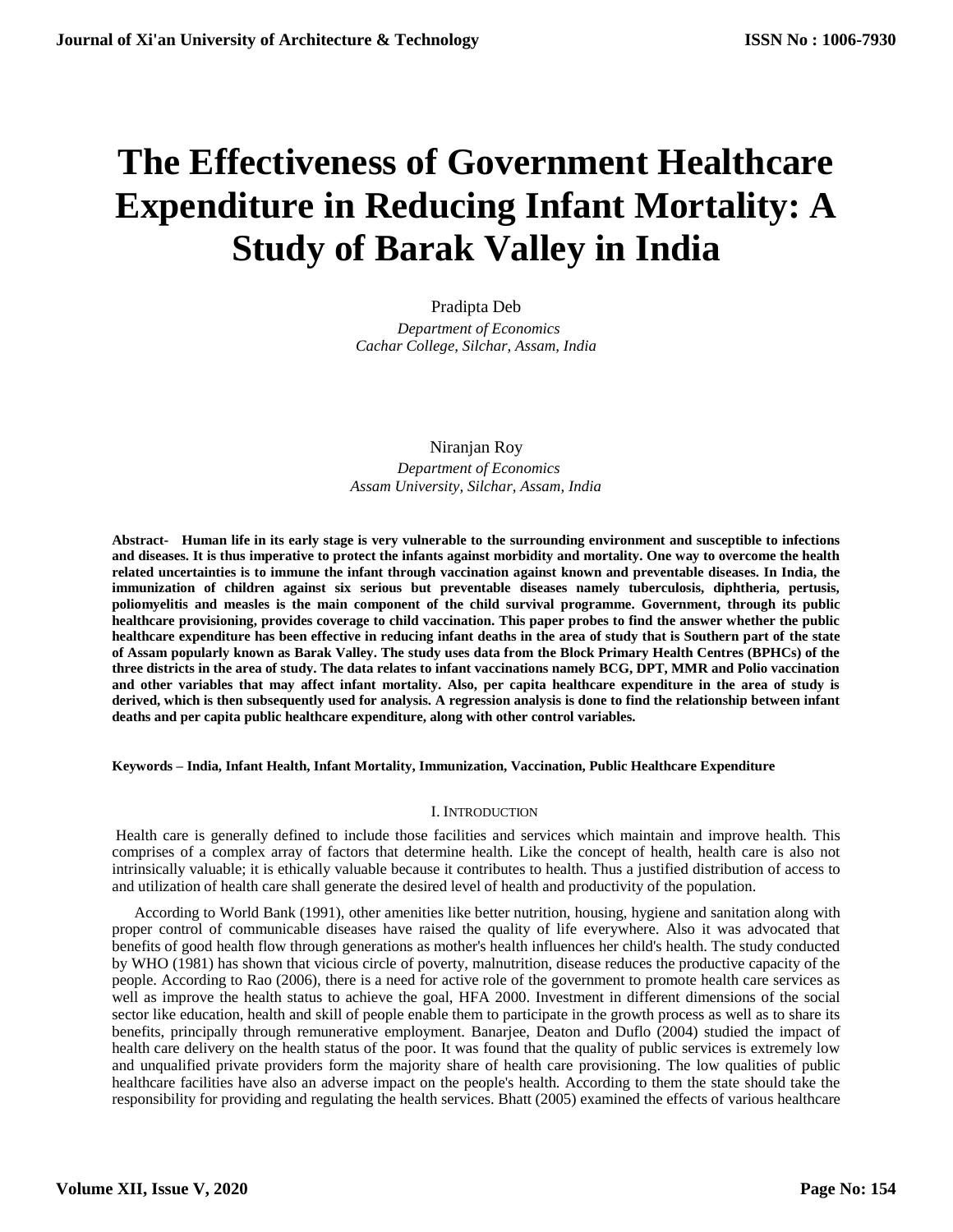# The Effectiveness of Government Healthcare Expenditure in Reducing Infant Mortality: A Study of Barak Valley in India

Pradipta Deb

*Department of Economics*
*Cachar College, Silchar, Assam, India*

Niranjan Roy

*Department of Economics*
*Assam University, Silchar, Assam, India*

**Abstract- Human life in its early stage is very vulnerable to the surrounding environment and susceptible to infections and diseases. It is thus imperative to protect the infants against morbidity and mortality. One way to overcome the health related uncertainties is to immune the infant through vaccination against known and preventable diseases. In India, the immunization of children against six serious but preventable diseases namely tuberculosis, diphtheria, pertusis, poliomyelitis and measles is the main component of the child survival programme. Government, through its public healthcare provisioning, provides coverage to child vaccination. This paper probes to find the answer whether the public healthcare expenditure has been effective in reducing infant deaths in the area of study that is Southern part of the state of Assam popularly known as Barak Valley. The study uses data from the Block Primary Health Centres (BPHCs) of the three districts in the area of study. The data relates to infant vaccinations namely BCG, DPT, MMR and Polio vaccination and other variables that may affect infant mortality. Also, per capita healthcare expenditure in the area of study is derived, which is then subsequently used for analysis. A regression analysis is done to find the relationship between infant deaths and per capita public healthcare expenditure, along with other control variables.**

**Keywords – India, Infant Health, Infant Mortality, Immunization, Vaccination, Public Healthcare Expenditure**

## I. Introduction

Health care is generally defined to include those facilities and services which maintain and improve health. This comprises of a complex array of factors that determine health. Like the concept of health, health care is also not intrinsically valuable; it is ethically valuable because it contributes to health. Thus a justified distribution of access to and utilization of health care shall generate the desired level of health and productivity of the population.

According to World Bank (1991), other amenities like better nutrition, housing, hygiene and sanitation along with proper control of communicable diseases have raised the quality of life everywhere. Also it was advocated that benefits of good health flow through generations as mother's health influences her child's health. The study conducted by WHO (1981) has shown that vicious circle of poverty, malnutrition, disease reduces the productive capacity of the people. According to Rao (2006), there is a need for active role of the government to promote health care services as well as improve the health status to achieve the goal, HFA 2000. Investment in different dimensions of the social sector like education, health and skill of people enable them to participate in the growth process as well as to share its benefits, principally through remunerative employment. Banarjee, Deaton and Duflo (2004) studied the impact of health care delivery on the health status of the poor. It was found that the quality of public services is extremely low and unqualified private providers form the majority share of health care provisioning. The low qualities of public healthcare facilities have also an adverse impact on the people's health. According to them the state should take the responsibility for providing and regulating the health services. Bhatt (2005) examined the effects of various healthcare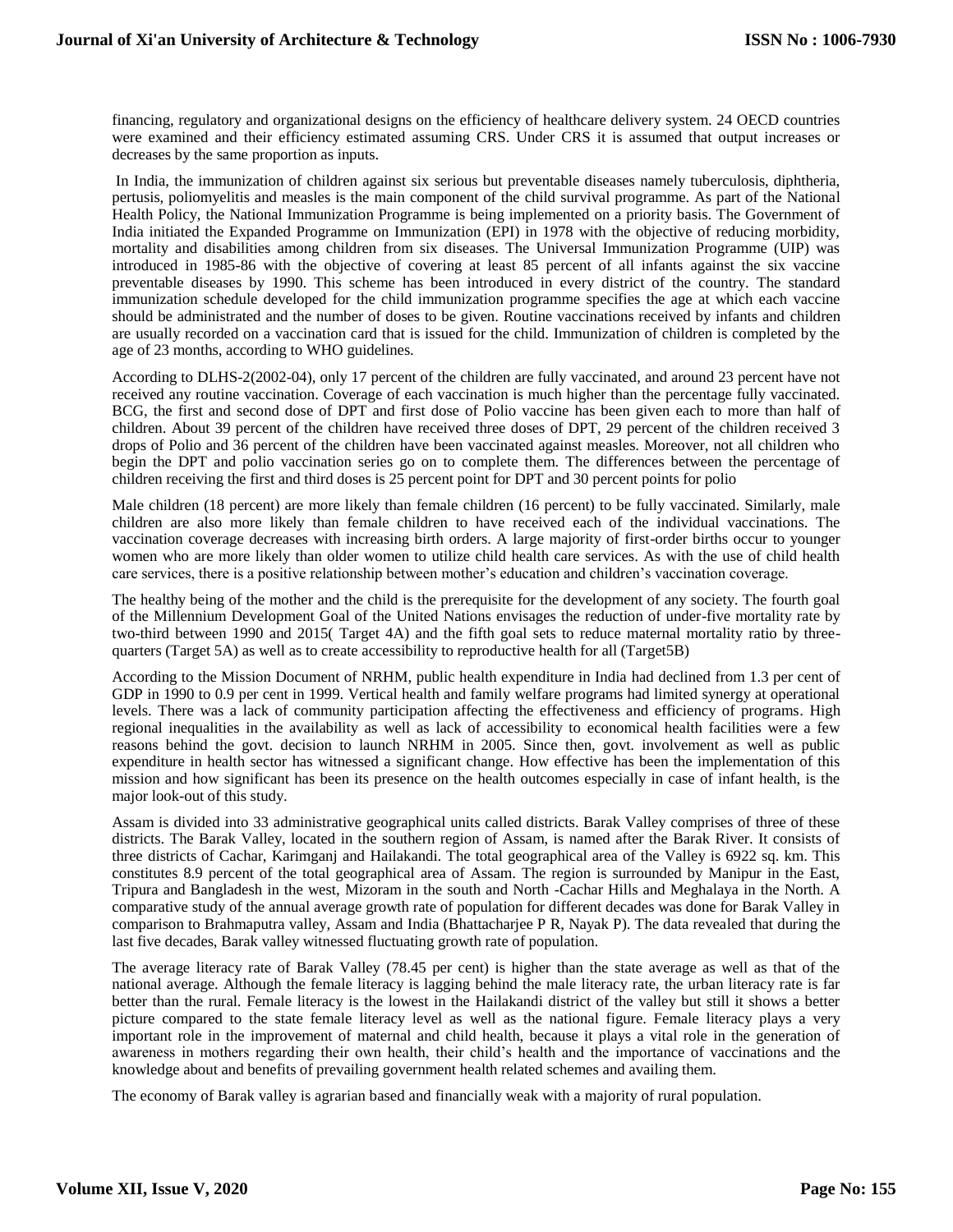financing, regulatory and organizational designs on the efficiency of healthcare delivery system. 24 OECD countries were examined and their efficiency estimated assuming CRS. Under CRS it is assumed that output increases or decreases by the same proportion as inputs.

In India, the immunization of children against six serious but preventable diseases namely tuberculosis, diphtheria, pertusis, poliomyelitis and measles is the main component of the child survival programme. As part of the National Health Policy, the National Immunization Programme is being implemented on a priority basis. The Government of India initiated the Expanded Programme on Immunization (EPI) in 1978 with the objective of reducing morbidity, mortality and disabilities among children from six diseases. The Universal Immunization Programme (UIP) was introduced in 1985-86 with the objective of covering at least 85 percent of all infants against the six vaccine preventable diseases by 1990. This scheme has been introduced in every district of the country. The standard immunization schedule developed for the child immunization programme specifies the age at which each vaccine should be administrated and the number of doses to be given. Routine vaccinations received by infants and children are usually recorded on a vaccination card that is issued for the child. Immunization of children is completed by the age of 23 months, according to WHO guidelines.

According to DLHS-2(2002-04), only 17 percent of the children are fully vaccinated, and around 23 percent have not received any routine vaccination. Coverage of each vaccination is much higher than the percentage fully vaccinated. BCG, the first and second dose of DPT and first dose of Polio vaccine has been given each to more than half of children. About 39 percent of the children have received three doses of DPT, 29 percent of the children received 3 drops of Polio and 36 percent of the children have been vaccinated against measles. Moreover, not all children who begin the DPT and polio vaccination series go on to complete them. The differences between the percentage of children receiving the first and third doses is 25 percent point for DPT and 30 percent points for polio

Male children (18 percent) are more likely than female children (16 percent) to be fully vaccinated. Similarly, male children are also more likely than female children to have received each of the individual vaccinations. The vaccination coverage decreases with increasing birth orders. A large majority of first-order births occur to younger women who are more likely than older women to utilize child health care services. As with the use of child health care services, there is a positive relationship between mother's education and children's vaccination coverage.

The healthy being of the mother and the child is the prerequisite for the development of any society. The fourth goal of the Millennium Development Goal of the United Nations envisages the reduction of under-five mortality rate by two-third between 1990 and 2015( Target 4A) and the fifth goal sets to reduce maternal mortality ratio by three-quarters (Target 5A) as well as to create accessibility to reproductive health for all (Target5B)

According to the Mission Document of NRHM, public health expenditure in India had declined from 1.3 per cent of GDP in 1990 to 0.9 per cent in 1999. Vertical health and family welfare programs had limited synergy at operational levels. There was a lack of community participation affecting the effectiveness and efficiency of programs. High regional inequalities in the availability as well as lack of accessibility to economical health facilities were a few reasons behind the govt. decision to launch NRHM in 2005. Since then, govt. involvement as well as public expenditure in health sector has witnessed a significant change. How effective has been the implementation of this mission and how significant has been its presence on the health outcomes especially in case of infant health, is the major look-out of this study.

Assam is divided into 33 administrative geographical units called districts. Barak Valley comprises of three of these districts. The Barak Valley, located in the southern region of Assam, is named after the Barak River. It consists of three districts of Cachar, Karimganj and Hailakandi. The total geographical area of the Valley is 6922 sq. km. This constitutes 8.9 percent of the total geographical area of Assam. The region is surrounded by Manipur in the East, Tripura and Bangladesh in the west, Mizoram in the south and North -Cachar Hills and Meghalaya in the North. A comparative study of the annual average growth rate of population for different decades was done for Barak Valley in comparison to Brahmaputra valley, Assam and India (Bhattacharjee P R, Nayak P). The data revealed that during the last five decades, Barak valley witnessed fluctuating growth rate of population.

The average literacy rate of Barak Valley (78.45 per cent) is higher than the state average as well as that of the national average. Although the female literacy is lagging behind the male literacy rate, the urban literacy rate is far better than the rural. Female literacy is the lowest in the Hailakandi district of the valley but still it shows a better picture compared to the state female literacy level as well as the national figure. Female literacy plays a very important role in the improvement of maternal and child health, because it plays a vital role in the generation of awareness in mothers regarding their own health, their child's health and the importance of vaccinations and the knowledge about and benefits of prevailing government health related schemes and availing them.

The economy of Barak valley is agrarian based and financially weak with a majority of rural population.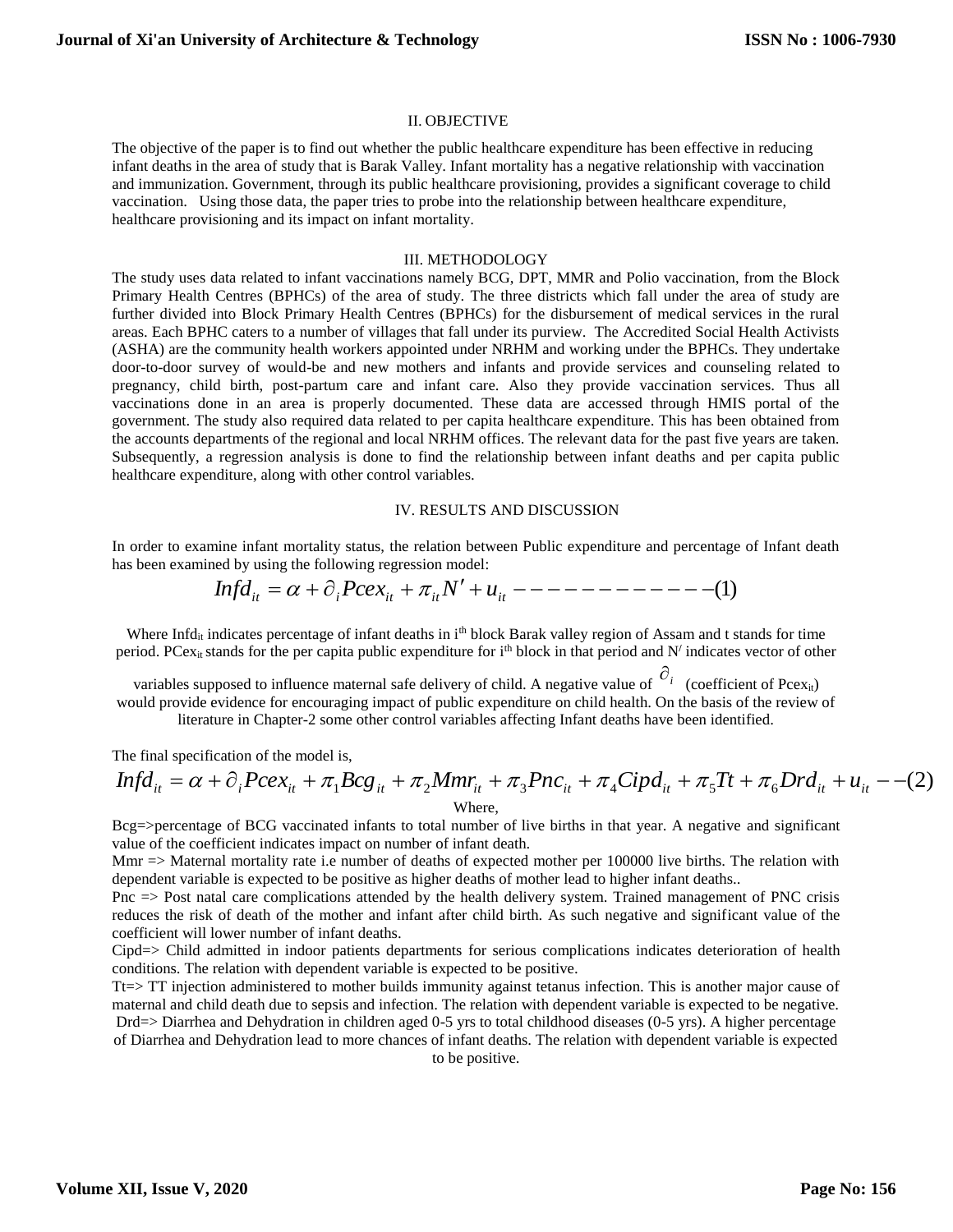## II. OBJECTIVE

The objective of the paper is to find out whether the public healthcare expenditure has been effective in reducing infant deaths in the area of study that is Barak Valley. Infant mortality has a negative relationship with vaccination and immunization. Government, through its public healthcare provisioning, provides a significant coverage to child vaccination. Using those data, the paper tries to probe into the relationship between healthcare expenditure, healthcare provisioning and its impact on infant mortality.

## III. METHODOLOGY

The study uses data related to infant vaccinations namely BCG, DPT, MMR and Polio vaccination, from the Block Primary Health Centres (BPHCs) of the area of study. The three districts which fall under the area of study are further divided into Block Primary Health Centres (BPHCs) for the disbursement of medical services in the rural areas. Each BPHC caters to a number of villages that fall under its purview. The Accredited Social Health Activists (ASHA) are the community health workers appointed under NRHM and working under the BPHCs. They undertake door-to-door survey of would-be and new mothers and infants and provide services and counseling related to pregnancy, child birth, post-partum care and infant care. Also they provide vaccination services. Thus all vaccinations done in an area is properly documented. These data are accessed through HMIS portal of the government. The study also required data related to per capita healthcare expenditure. This has been obtained from the accounts departments of the regional and local NRHM offices. The relevant data for the past five years are taken. Subsequently, a regression analysis is done to find the relationship between infant deaths and per capita public healthcare expenditure, along with other control variables.

## IV. RESULTS AND DISCUSSION

In order to examine infant mortality status, the relation between Public expenditure and percentage of Infant death has been examined by using the following regression model:

$$Infd_{it} = \alpha + \partial_i Pcex_{it} + \pi_{it} N' + u_{it} ------------(1)$$

Where $Infd_{it}$ indicates percentage of infant deaths in i[th] block Barak valley region of Assam and t stands for time period. $PCex_{it}$ stands for the per capita public expenditure for i[th] block in that period and $N'$ indicates vector of other variables supposed to influence maternal safe delivery of child. A negative value of $\partial_i$ (coefficient of $Pcex_{it}$) would provide evidence for encouraging impact of public expenditure on child health. On the basis of the review of literature in Chapter-2 some other control variables affecting Infant deaths have been identified.

The final specification of the model is,

$$Infd_{it} = \alpha + \partial_i Pcex_{it} + \pi_1 Bcg_{it} + \pi_2 Mmr_{it} + \pi_3 Pnc_{it} + \pi_4 Cipd_{it} + \pi_5 Tt + \pi_6 Drd_{it} + u_{it} --(2)$$

Where,

Bcg=>percentage of BCG vaccinated infants to total number of live births in that year. A negative and significant value of the coefficient indicates impact on number of infant death.

Mmr => Maternal mortality rate i.e number of deaths of expected mother per 100000 live births. The relation with dependent variable is expected to be positive as higher deaths of mother lead to higher infant deaths..

Pnc => Post natal care complications attended by the health delivery system. Trained management of PNC crisis reduces the risk of death of the mother and infant after child birth. As such negative and significant value of the coefficient will lower number of infant deaths.

Cipd=> Child admitted in indoor patients departments for serious complications indicates deterioration of health conditions. The relation with dependent variable is expected to be positive.

Tt=> TT injection administered to mother builds immunity against tetanus infection. This is another major cause of maternal and child death due to sepsis and infection. The relation with dependent variable is expected to be negative.

Drd=> Diarrhea and Dehydration in children aged 0-5 yrs to total childhood diseases (0-5 yrs). A higher percentage of Diarrhea and Dehydration lead to more chances of infant deaths. The relation with dependent variable is expected to be positive.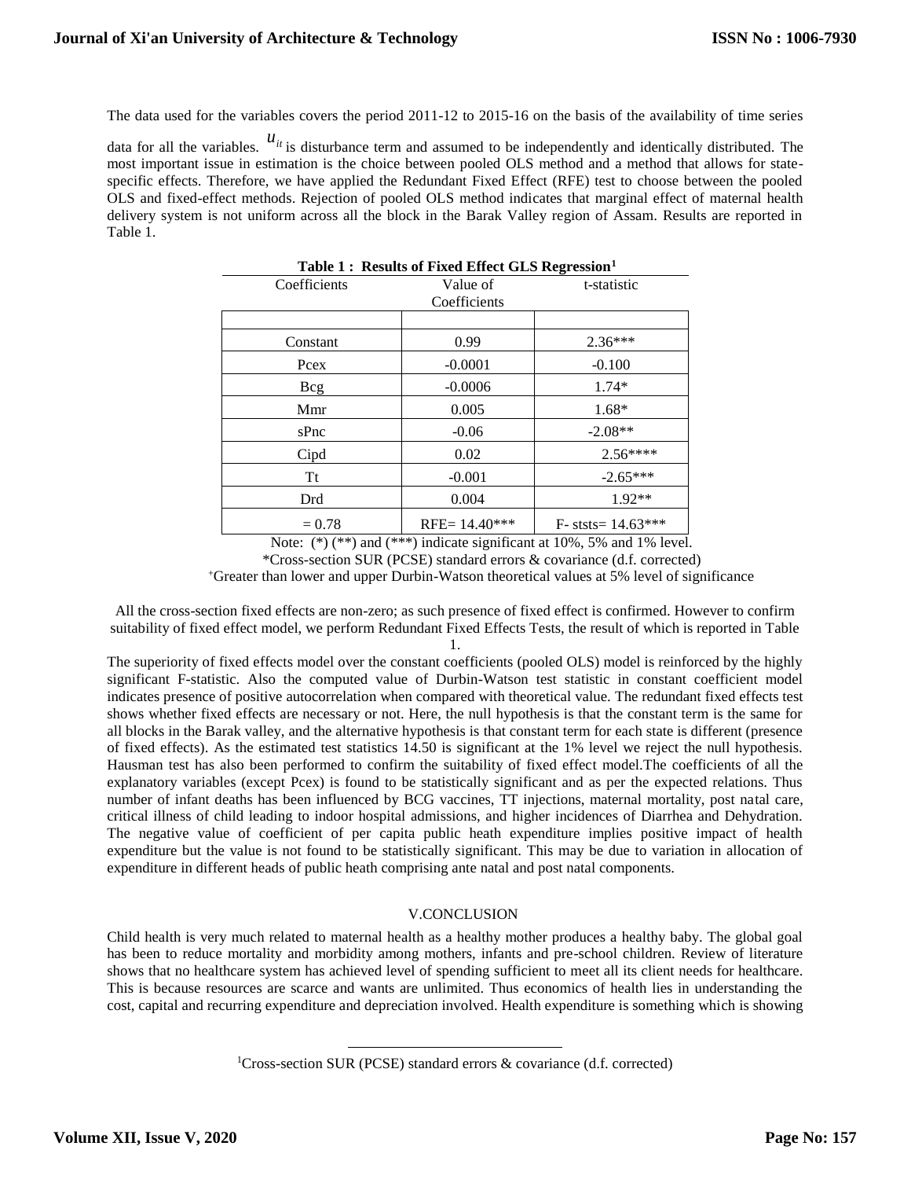The data used for the variables covers the period 2011-12 to 2015-16 on the basis of the availability of time series data for all the variables. $u_{it}$ is disturbance term and assumed to be independently and identically distributed. The most important issue in estimation is the choice between pooled OLS method and a method that allows for state-specific effects. Therefore, we have applied the Redundant Fixed Effect (RFE) test to choose between the pooled OLS and fixed-effect methods. Rejection of pooled OLS method indicates that marginal effect of maternal health delivery system is not uniform across all the block in the Barak Valley region of Assam. Results are reported in Table 1.

**Table 1 : Results of Fixed Effect GLS Regression**[1]

| Coefficients | Value of Coefficients | t-statistic |
|---|---|---|
| | | |
| Constant | 0.99 | 2.36*** |
| Pcex | -0.0001 | -0.100 |
| Bcg | -0.0006 | 1.74* |
| Mmr | 0.005 | 1.68* |
| sPnc | -0.06 | -2.08** |
| Cipd | 0.02 | 2.56**** |
| Tt | -0.001 | -2.65*** |
| Drd | 0.004 | 1.92** |
| = 0.78 | RFE= 14.40*** | F- ststs= 14.63*** |

Note: (*) (**) and (***) indicate significant at 10%, 5% and 1% level.

*Cross-section SUR (PCSE) standard errors & covariance (d.f. corrected)

+Greater than lower and upper Durbin-Watson theoretical values at 5% level of significance

All the cross-section fixed effects are non-zero; as such presence of fixed effect is confirmed. However to confirm suitability of fixed effect model, we perform Redundant Fixed Effects Tests, the result of which is reported in Table 1.

The superiority of fixed effects model over the constant coefficients (pooled OLS) model is reinforced by the highly significant F-statistic. Also the computed value of Durbin-Watson test statistic in constant coefficient model indicates presence of positive autocorrelation when compared with theoretical value. The redundant fixed effects test shows whether fixed effects are necessary or not. Here, the null hypothesis is that the constant term is the same for all blocks in the Barak valley, and the alternative hypothesis is that constant term for each state is different (presence of fixed effects). As the estimated test statistics 14.50 is significant at the 1% level we reject the null hypothesis. Hausman test has also been performed to confirm the suitability of fixed effect model.The coefficients of all the explanatory variables (except Pcex) is found to be statistically significant and as per the expected relations. Thus number of infant deaths has been influenced by BCG vaccines, TT injections, maternal mortality, post natal care, critical illness of child leading to indoor hospital admissions, and higher incidences of Diarrhea and Dehydration. The negative value of coefficient of per capita public heath expenditure implies positive impact of health expenditure but the value is not found to be statistically significant. This may be due to variation in allocation of expenditure in different heads of public heath comprising ante natal and post natal components.

## V.CONCLUSION

Child health is very much related to maternal health as a healthy mother produces a healthy baby. The global goal has been to reduce mortality and morbidity among mothers, infants and pre-school children. Review of literature shows that no healthcare system has achieved level of spending sufficient to meet all its client needs for healthcare. This is because resources are scarce and wants are unlimited. Thus economics of health lies in understanding the cost, capital and recurring expenditure and depreciation involved. Health expenditure is something which is showing

---

[1]Cross-section SUR (PCSE) standard errors & covariance (d.f. corrected)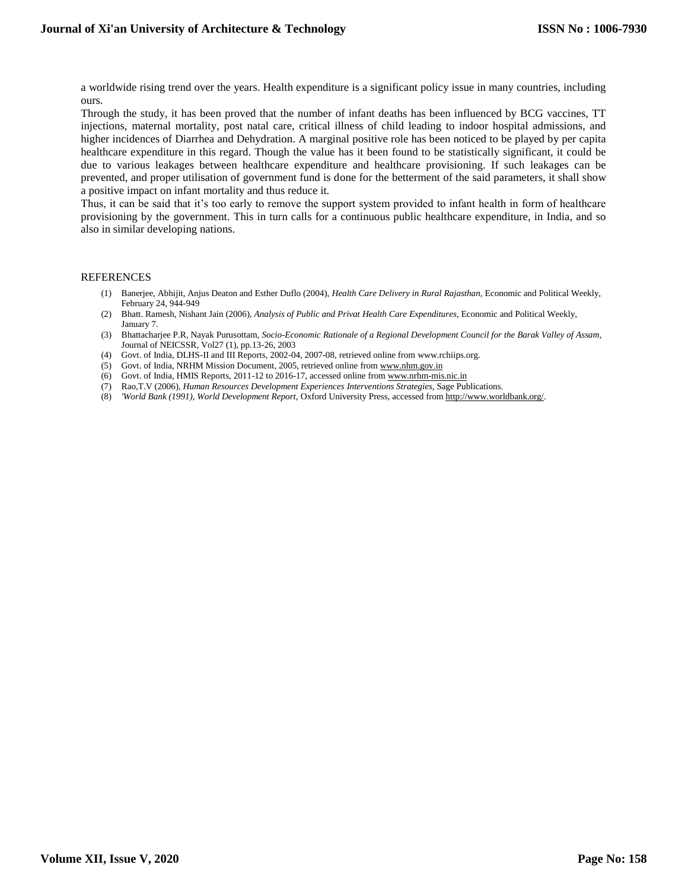a worldwide rising trend over the years. Health expenditure is a significant policy issue in many countries, including ours.

Through the study, it has been proved that the number of infant deaths has been influenced by BCG vaccines, TT injections, maternal mortality, post natal care, critical illness of child leading to indoor hospital admissions, and higher incidences of Diarrhea and Dehydration. A marginal positive role has been noticed to be played by per capita healthcare expenditure in this regard. Though the value has it been found to be statistically significant, it could be due to various leakages between healthcare expenditure and healthcare provisioning. If such leakages can be prevented, and proper utilisation of government fund is done for the betterment of the said parameters, it shall show a positive impact on infant mortality and thus reduce it.

Thus, it can be said that it's too early to remove the support system provided to infant health in form of healthcare provisioning by the government. This in turn calls for a continuous public healthcare expenditure, in India, and so also in similar developing nations.

## REFERENCES

(1) Banerjee, Abhijit, Anjus Deaton and Esther Duflo (2004), *Health Care Delivery in Rural Rajasthan*, Economic and Political Weekly, February 24, 944-949

(2) Bhatt. Ramesh, Nishant Jain (2006), *Analysis of Public and Privat Health Care Expenditures*, Economic and Political Weekly, January 7.

(3) Bhattacharjee P.R, Nayak Purusottam, *Socio-Economic Rationale of a Regional Development Council for the Barak Valley of Assam*, Journal of NEICSSR, Vol27 (1), pp.13-26, 2003

(4) Govt. of India, DLHS-II and III Reports, 2002-04, 2007-08, retrieved online from www.rchiips.org.

(5) Govt. of India, NRHM Mission Document, 2005, retrieved online from www.nhm.gov.in

(6) Govt. of India, HMIS Reports, 2011-12 to 2016-17, accessed online from www.nrhm-mis.nic.in

(7) Rao,T.V (2006), *Human Resources Development Experiences Interventions Strategies*, Sage Publications.

(8) *'World Bank (1991), World Development Report*, Oxford University Press, accessed from http://www.worldbank.org/.